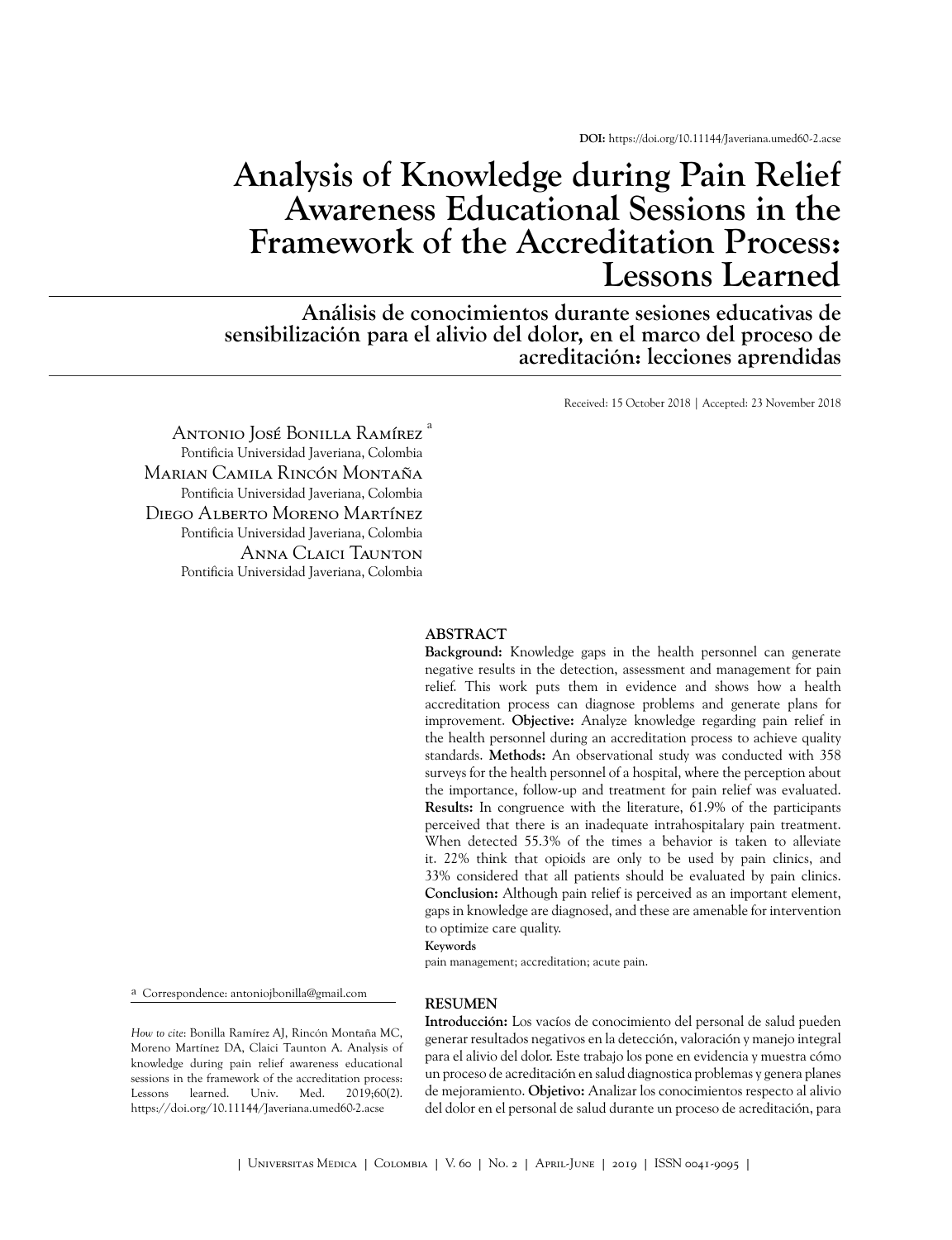**DOI:** https://doi.org/10.11144/Javeriana.umed60-2.acse

# Analysis of Knowledge during Pain Relief Awareness Educational Sessions in the Framework of the Accreditation Process: Lessons Learned

## Análisis de conocimientos durante sesiones educativas de sensibilización para el alivio del dolor, en el marco del proceso de acreditación: lecciones aprendidas

Received: 15 October 2018 | Accepted: 23 November 2018

Antonio José Bonilla Ramírez [a]
Pontificia Universidad Javeriana, Colombia

Marian Camila Rincón Montaña
Pontificia Universidad Javeriana, Colombia

Diego Alberto Moreno Martínez
Pontificia Universidad Javeriana, Colombia

Anna Claici Taunton
Pontificia Universidad Javeriana, Colombia

[a] Correspondence: antoniojbonilla@gmail.com

*How to cite*: Bonilla Ramírez AJ, Rincón Montaña MC, Moreno Martínez DA, Claici Taunton A. Analysis of knowledge during pain relief awareness educational sessions in the framework of the accreditation process: Lessons learned. Univ. Med. 2019;60(2). https://doi.org/10.11144/Javeriana.umed60-2.acse

### ABSTRACT

**Background:** Knowledge gaps in the health personnel can generate negative results in the detection, assessment and management for pain relief. This work puts them in evidence and shows how a health accreditation process can diagnose problems and generate plans for improvement. **Objective:** Analyze knowledge regarding pain relief in the health personnel during an accreditation process to achieve quality standards. **Methods:** An observational study was conducted with 358 surveys for the health personnel of a hospital, where the perception about the importance, follow-up and treatment for pain relief was evaluated. **Results:** In congruence with the literature, 61.9% of the participants perceived that there is an inadequate intrahospitalary pain treatment. When detected 55.3% of the times a behavior is taken to alleviate it. 22% think that opioids are only to be used by pain clinics, and 33% considered that all patients should be evaluated by pain clinics. **Conclusion:** Although pain relief is perceived as an important element, gaps in knowledge are diagnosed, and these are amenable for intervention to optimize care quality.

**Keywords**
pain management; accreditation; acute pain.

### RESUMEN

**Introducción:** Los vacíos de conocimiento del personal de salud pueden generar resultados negativos en la detección, valoración y manejo integral para el alivio del dolor. Este trabajo los pone en evidencia y muestra cómo un proceso de acreditación en salud diagnostica problemas y genera planes de mejoramiento. **Objetivo:** Analizar los conocimientos respecto al alivio del dolor en el personal de salud durante un proceso de acreditación, para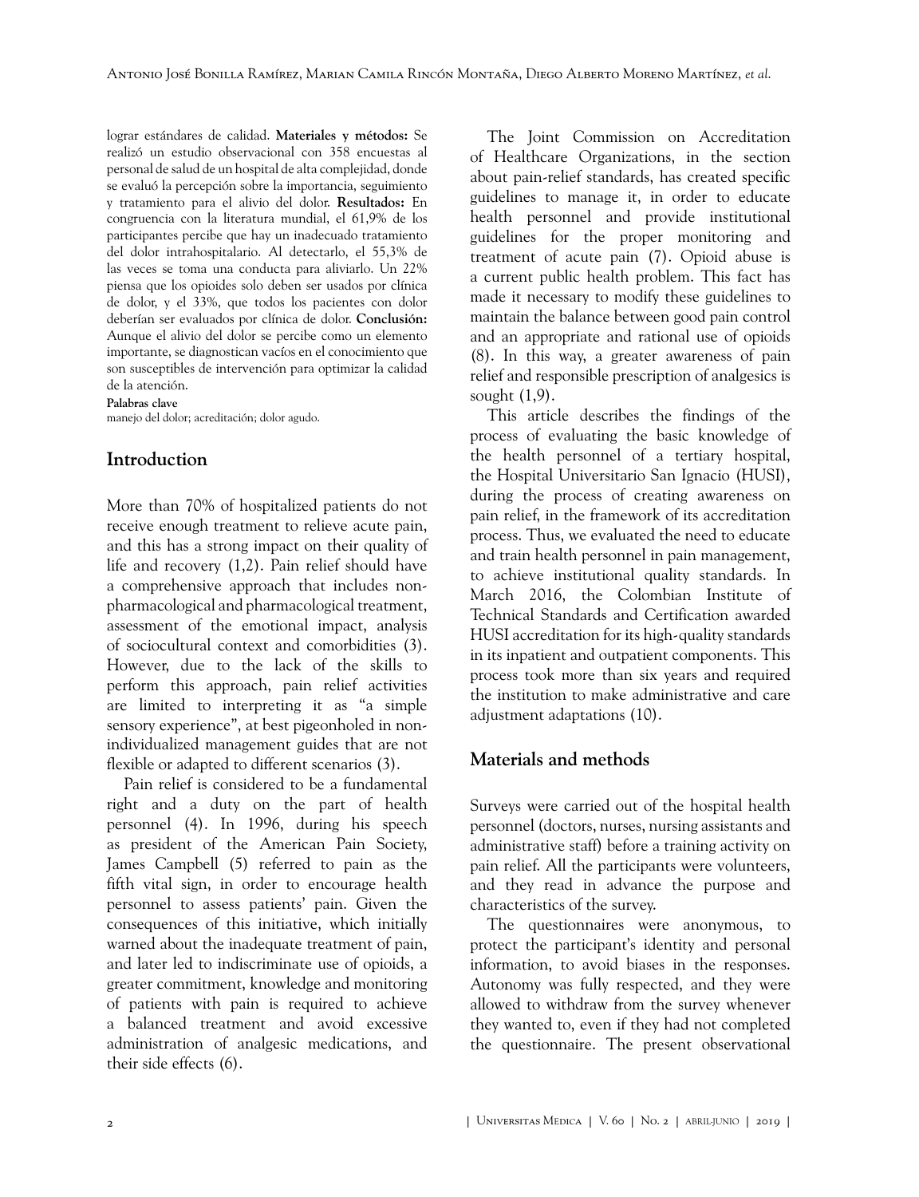lograr estándares de calidad. **Materiales y métodos:** Se realizó un estudio observacional con 358 encuestas al personal de salud de un hospital de alta complejidad, donde se evaluó la percepción sobre la importancia, seguimiento y tratamiento para el alivio del dolor. **Resultados:** En congruencia con la literatura mundial, el 61,9% de los participantes percibe que hay un inadecuado tratamiento del dolor intrahospitalario. Al detectarlo, el 55,3% de las veces se toma una conducta para aliviarlo. Un 22% piensa que los opioides solo deben ser usados por clínica de dolor, y el 33%, que todos los pacientes con dolor deberían ser evaluados por clínica de dolor. **Conclusión:** Aunque el alivio del dolor se percibe como un elemento importante, se diagnostican vacíos en el conocimiento que son susceptibles de intervención para optimizar la calidad de la atención.

**Palabras clave**

manejo del dolor; acreditación; dolor agudo.

## Introduction

More than 70% of hospitalized patients do not receive enough treatment to relieve acute pain, and this has a strong impact on their quality of life and recovery (1,2). Pain relief should have a comprehensive approach that includes non-pharmacological and pharmacological treatment, assessment of the emotional impact, analysis of sociocultural context and comorbidities (3). However, due to the lack of the skills to perform this approach, pain relief activities are limited to interpreting it as "a simple sensory experience", at best pigeonholed in non-individualized management guides that are not flexible or adapted to different scenarios (3).

Pain relief is considered to be a fundamental right and a duty on the part of health personnel (4). In 1996, during his speech as president of the American Pain Society, James Campbell (5) referred to pain as the fifth vital sign, in order to encourage health personnel to assess patients' pain. Given the consequences of this initiative, which initially warned about the inadequate treatment of pain, and later led to indiscriminate use of opioids, a greater commitment, knowledge and monitoring of patients with pain is required to achieve a balanced treatment and avoid excessive administration of analgesic medications, and their side effects (6).

The Joint Commission on Accreditation of Healthcare Organizations, in the section about pain-relief standards, has created specific guidelines to manage it, in order to educate health personnel and provide institutional guidelines for the proper monitoring and treatment of acute pain (7). Opioid abuse is a current public health problem. This fact has made it necessary to modify these guidelines to maintain the balance between good pain control and an appropriate and rational use of opioids (8). In this way, a greater awareness of pain relief and responsible prescription of analgesics is sought (1,9).

This article describes the findings of the process of evaluating the basic knowledge of the health personnel of a tertiary hospital, the Hospital Universitario San Ignacio (HUSI), during the process of creating awareness on pain relief, in the framework of its accreditation process. Thus, we evaluated the need to educate and train health personnel in pain management, to achieve institutional quality standards. In March 2016, the Colombian Institute of Technical Standards and Certification awarded HUSI accreditation for its high-quality standards in its inpatient and outpatient components. This process took more than six years and required the institution to make administrative and care adjustment adaptations (10).

## Materials and methods

Surveys were carried out of the hospital health personnel (doctors, nurses, nursing assistants and administrative staff) before a training activity on pain relief. All the participants were volunteers, and they read in advance the purpose and characteristics of the survey.

The questionnaires were anonymous, to protect the participant's identity and personal information, to avoid biases in the responses. Autonomy was fully respected, and they were allowed to withdraw from the survey whenever they wanted to, even if they had not completed the questionnaire. The present observational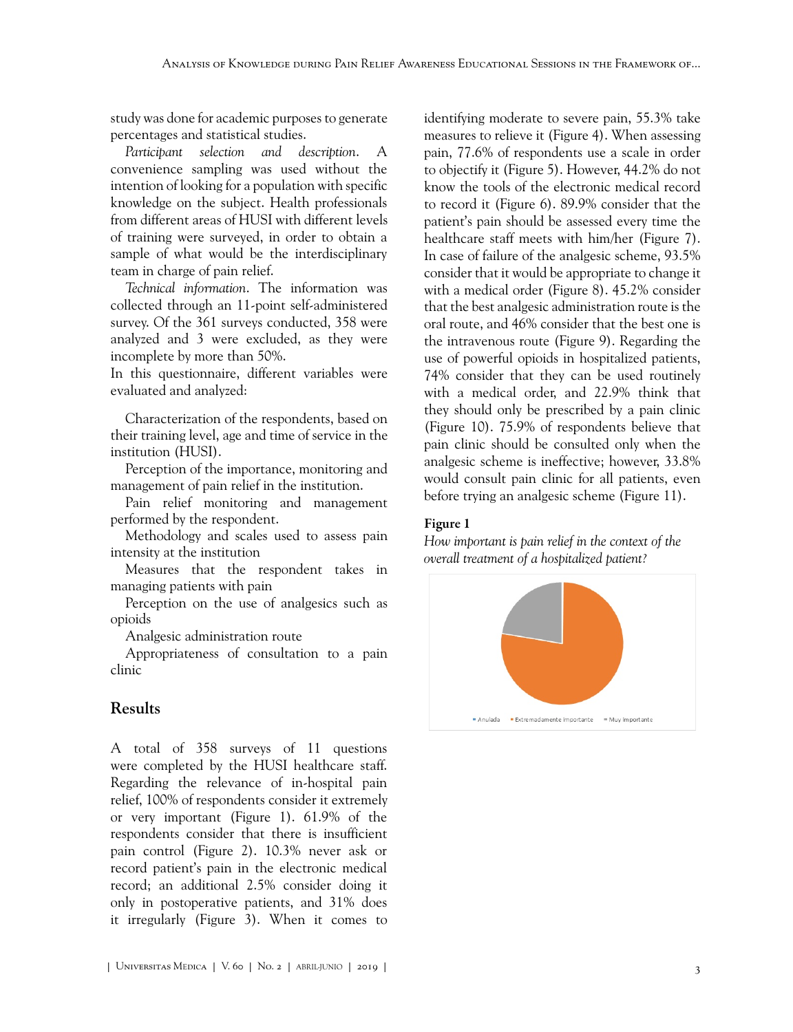study was done for academic purposes to generate percentages and statistical studies.

*Participant selection and description*. A convenience sampling was used without the intention of looking for a population with specific knowledge on the subject. Health professionals from different areas of HUSI with different levels of training were surveyed, in order to obtain a sample of what would be the interdisciplinary team in charge of pain relief.

*Technical information*. The information was collected through an 11-point self-administered survey. Of the 361 surveys conducted, 358 were analyzed and 3 were excluded, as they were incomplete by more than 50%.

In this questionnaire, different variables were evaluated and analyzed:

Characterization of the respondents, based on their training level, age and time of service in the institution (HUSI).

Perception of the importance, monitoring and management of pain relief in the institution.

Pain relief monitoring and management performed by the respondent.

Methodology and scales used to assess pain intensity at the institution

Measures that the respondent takes in managing patients with pain

Perception on the use of analgesics such as opioids

Analgesic administration route

Appropriateness of consultation to a pain clinic

## Results

A total of 358 surveys of 11 questions were completed by the HUSI healthcare staff. Regarding the relevance of in-hospital pain relief, 100% of respondents consider it extremely or very important (Figure 1). 61.9% of the respondents consider that there is insufficient pain control (Figure 2). 10.3% never ask or record patient's pain in the electronic medical record; an additional 2.5% consider doing it only in postoperative patients, and 31% does it irregularly (Figure 3). When it comes to identifying moderate to severe pain, 55.3% take measures to relieve it (Figure 4). When assessing pain, 77.6% of respondents use a scale in order to objectify it (Figure 5). However, 44.2% do not know the tools of the electronic medical record to record it (Figure 6). 89.9% consider that the patient's pain should be assessed every time the healthcare staff meets with him/her (Figure 7). In case of failure of the analgesic scheme, 93.5% consider that it would be appropriate to change it with a medical order (Figure 8). 45.2% consider that the best analgesic administration route is the oral route, and 46% consider that the best one is the intravenous route (Figure 9). Regarding the use of powerful opioids in hospitalized patients, 74% consider that they can be used routinely with a medical order, and 22.9% think that they should only be prescribed by a pain clinic (Figure 10). 75.9% of respondents believe that pain clinic should be consulted only when the analgesic scheme is ineffective; however, 33.8% would consult pain clinic for all patients, even before trying an analgesic scheme (Figure 11).

**Figure 1**

*How important is pain relief in the context of the overall treatment of a hospitalized patient?*

Anulada · Extremadamente importante · Muy importante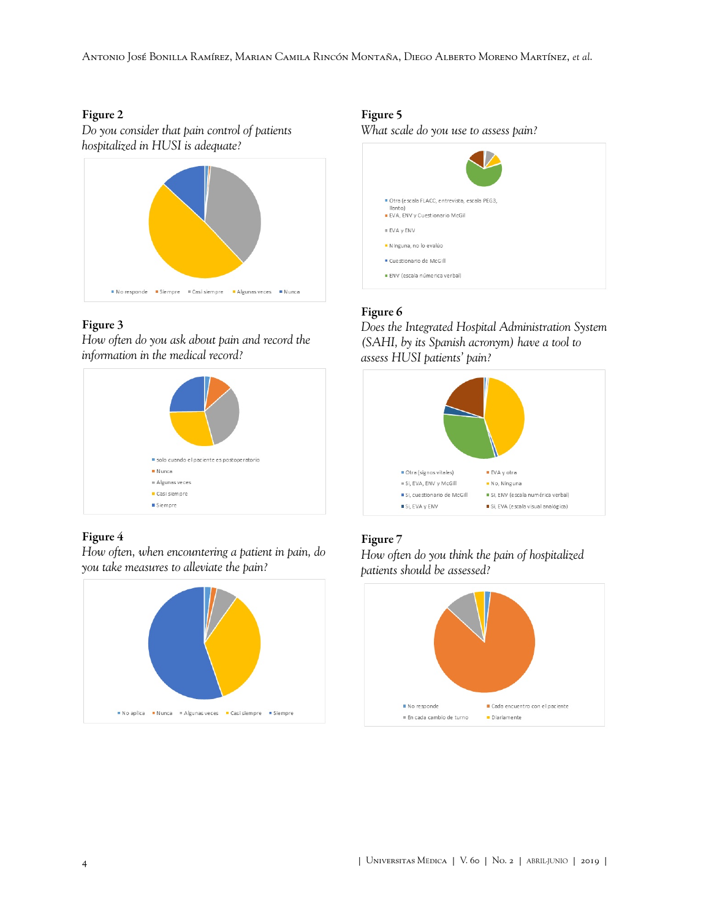**Figure 2**

*Do you consider that pain control of patients hospitalized in HUSI is adequate?*

No responde · Siempre · Casi siempre · Algunas veces · Nunca

**Figure 3**

*How often do you ask about pain and record the information in the medical record?*

solo cuando el paciente es postoperatorio · Nunca · Algunas veces · Casi siempre · Siempre

**Figure 4**

*How often, when encountering a patient in pain, do you take measures to alleviate the pain?*

No aplica · Nunca · Algunas veces · Casi siempre · Siempre

**Figure 5**

*What scale do you use to assess pain?*

Otra (escala FLACC, entrevista, escala PEG3, llanto) · EVA, ENV y Cuestionario McGil · EVA y ENV · Ninguna, no lo evalúo · Cuestionario de McGill · ENV (escala numérica verbal)

**Figure 6**

*Does the Integrated Hospital Administration System (SAHI, by its Spanish acronym) have a tool to assess HUSI patients' pain?*

Otra (signos vitales) · EVA y otra · Sí, EVA, ENV y McGill · No, Ninguna · Sí, cuestionario de McGill · Sí, ENV (escala numérica verbal) · Sí, EVA y ENV · Sí, EVA (escala visual análogica)

**Figure 7**

*How often do you think the pain of hospitalized patients should be assessed?*

No responde · Cada encuentro con el paciente · En cada cambio de turno · Diariamente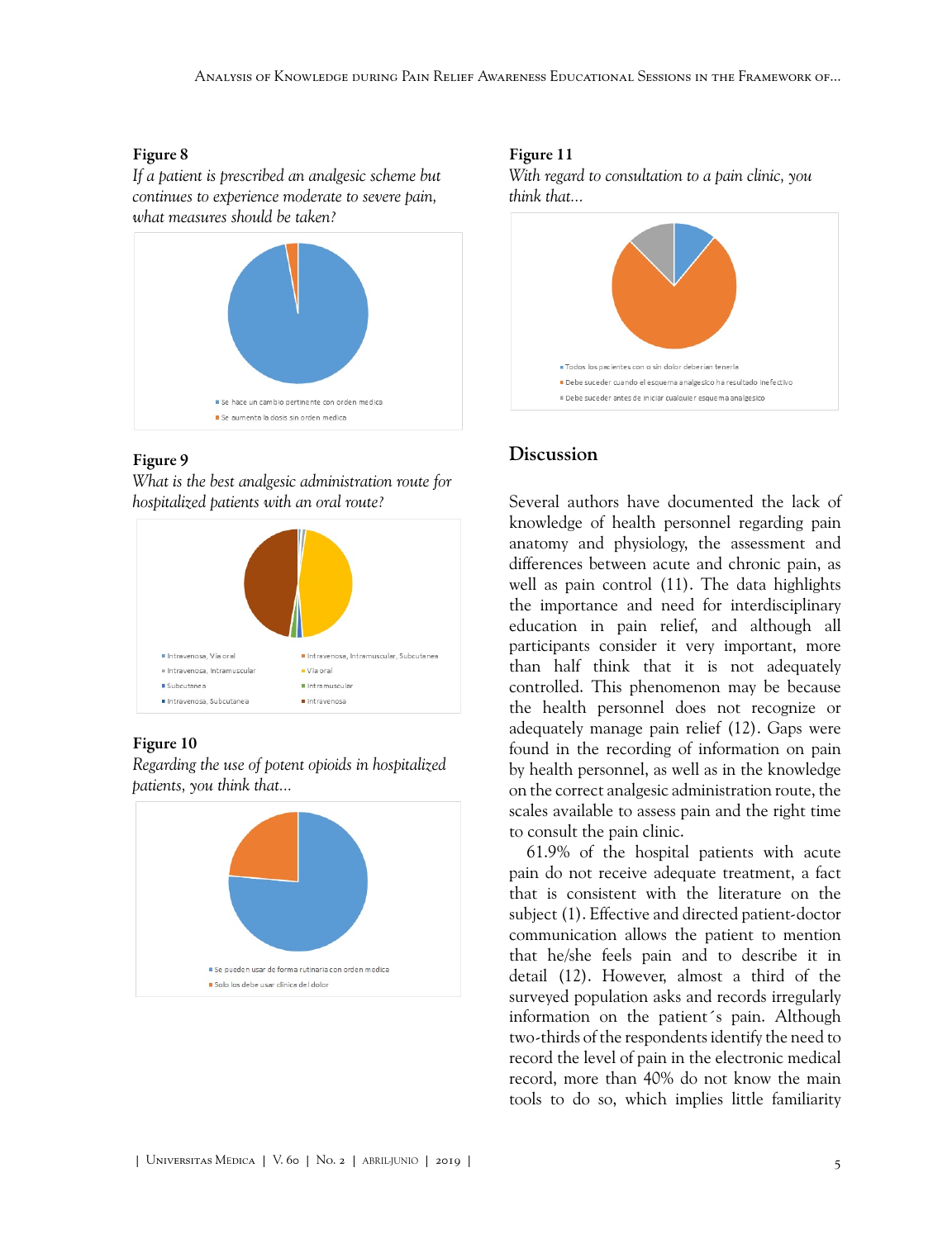**Figure 8**

*If a patient is prescribed an analgesic scheme but continues to experience moderate to severe pain, what measures should be taken?*

- Se hace un cambio pertinente con orden medica
- Se aumenta la dosis sin orden medica

**Figure 9**

*What is the best analgesic administration route for hospitalized patients with an oral route?*

- Intravenosa, Via oral
- Intravenosa, Intramuscular, Subcutanea
- Intravenosa, Intramuscular
- Via oral
- Subcutanea
- Intramuscular
- Intravenosa, Subcutanea
- Intravenosa

**Figure 10**

*Regarding the use of potent opioids in hospitalized patients, you think that...*

- Se pueden usar de forma rutinaria con orden medica
- Solo los debe usar clinica del dolor

**Figure 11**

*With regard to consultation to a pain clinic, you think that...*

- Todos los pacientes con o sin dolor deberian tenerla
- Debe suceder cuando el esquema analgesico ha resultado inefectivo
- Debe suceder antes de iniciar cualquier esquema analgesico

## Discussion

Several authors have documented the lack of knowledge of health personnel regarding pain anatomy and physiology, the assessment and differences between acute and chronic pain, as well as pain control (11). The data highlights the importance and need for interdisciplinary education in pain relief, and although all participants consider it very important, more than half think that it is not adequately controlled. This phenomenon may be because the health personnel does not recognize or adequately manage pain relief (12). Gaps were found in the recording of information on pain by health personnel, as well as in the knowledge on the correct analgesic administration route, the scales available to assess pain and the right time to consult the pain clinic.

61.9% of the hospital patients with acute pain do not receive adequate treatment, a fact that is consistent with the literature on the subject (1). Effective and directed patient-doctor communication allows the patient to mention that he/she feels pain and to describe it in detail (12). However, almost a third of the surveyed population asks and records irregularly information on the patient´s pain. Although two-thirds of the respondents identify the need to record the level of pain in the electronic medical record, more than 40% do not know the main tools to do so, which implies little familiarity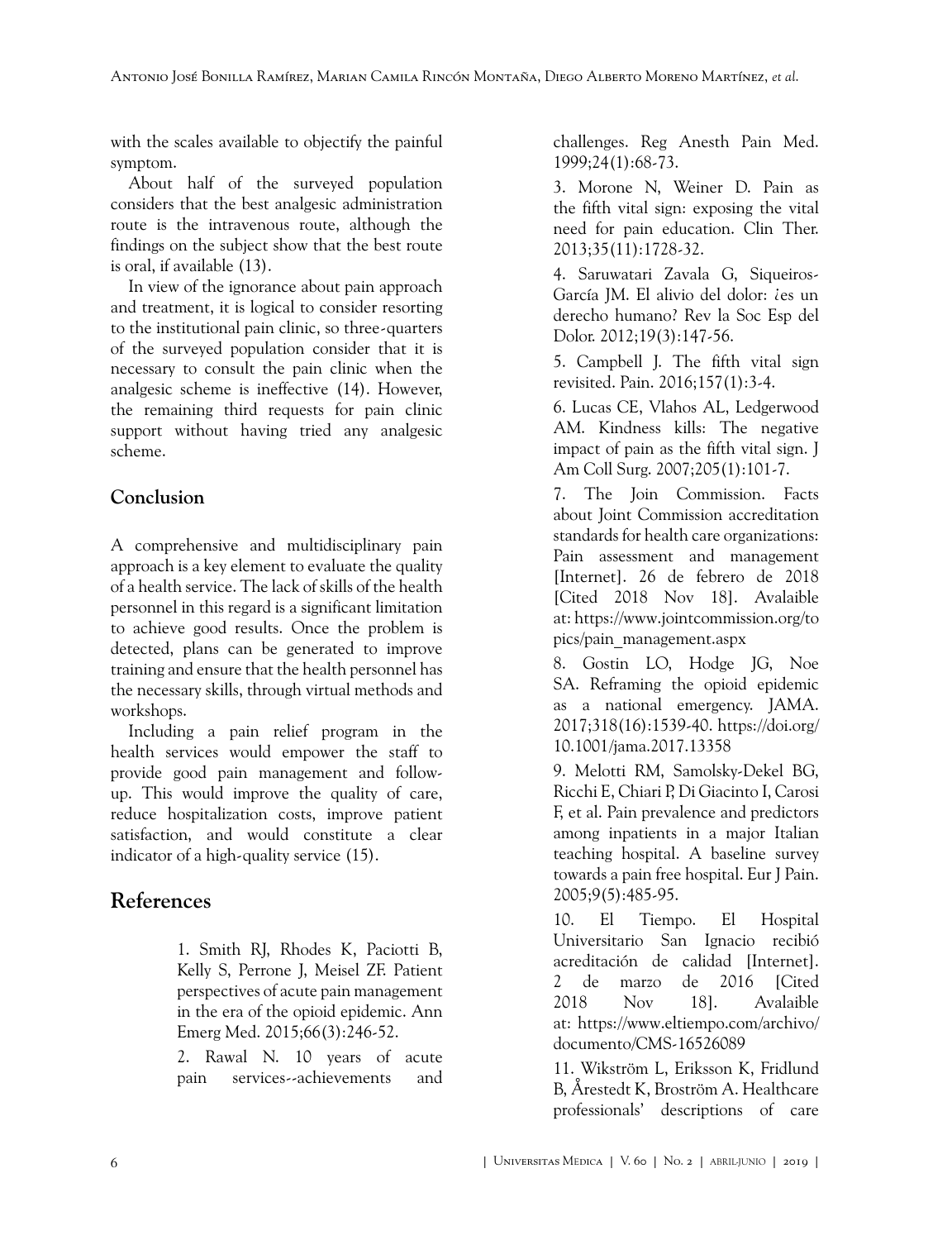with the scales available to objectify the painful symptom.

About half of the surveyed population considers that the best analgesic administration route is the intravenous route, although the findings on the subject show that the best route is oral, if available (13).

In view of the ignorance about pain approach and treatment, it is logical to consider resorting to the institutional pain clinic, so three-quarters of the surveyed population consider that it is necessary to consult the pain clinic when the analgesic scheme is ineffective (14). However, the remaining third requests for pain clinic support without having tried any analgesic scheme.

## Conclusion

A comprehensive and multidisciplinary pain approach is a key element to evaluate the quality of a health service. The lack of skills of the health personnel in this regard is a significant limitation to achieve good results. Once the problem is detected, plans can be generated to improve training and ensure that the health personnel has the necessary skills, through virtual methods and workshops.

Including a pain relief program in the health services would empower the staff to provide good pain management and follow-up. This would improve the quality of care, reduce hospitalization costs, improve patient satisfaction, and would constitute a clear indicator of a high-quality service (15).

## References

1. Smith RJ, Rhodes K, Paciotti B, Kelly S, Perrone J, Meisel ZF. Patient perspectives of acute pain management in the era of the opioid epidemic. Ann Emerg Med. 2015;66(3):246-52.

2. Rawal N. 10 years of acute pain services--achievements and challenges. Reg Anesth Pain Med. 1999;24(1):68-73.

3. Morone N, Weiner D. Pain as the fifth vital sign: exposing the vital need for pain education. Clin Ther. 2013;35(11):1728-32.

4. Saruwatari Zavala G, Siqueiros-García JM. El alivio del dolor: ¿es un derecho humano? Rev la Soc Esp del Dolor. 2012;19(3):147-56.

5. Campbell J. The fifth vital sign revisited. Pain. 2016;157(1):3-4.

6. Lucas CE, Vlahos AL, Ledgerwood AM. Kindness kills: The negative impact of pain as the fifth vital sign. J Am Coll Surg. 2007;205(1):101-7.

7. The Join Commission. Facts about Joint Commission accreditation standards for health care organizations: Pain assessment and management [Internet]. 26 de febrero de 2018 [Cited 2018 Nov 18]. Avalaible at: https://www.jointcommission.org/topics/pain_management.aspx

8. Gostin LO, Hodge JG, Noe SA. Reframing the opioid epidemic as a national emergency. JAMA. 2017;318(16):1539-40. https://doi.org/10.1001/jama.2017.13358

9. Melotti RM, Samolsky-Dekel BG, Ricchi E, Chiari P, Di Giacinto I, Carosi F, et al. Pain prevalence and predictors among inpatients in a major Italian teaching hospital. A baseline survey towards a pain free hospital. Eur J Pain. 2005;9(5):485-95.

10. El Tiempo. El Hospital Universitario San Ignacio recibió acreditación de calidad [Internet]. 2 de marzo de 2016 [Cited 2018 Nov 18]. Avalaible at: https://www.eltiempo.com/archivo/documento/CMS-16526089

11. Wikström L, Eriksson K, Fridlund B, Årestedt K, Broström A. Healthcare professionals' descriptions of care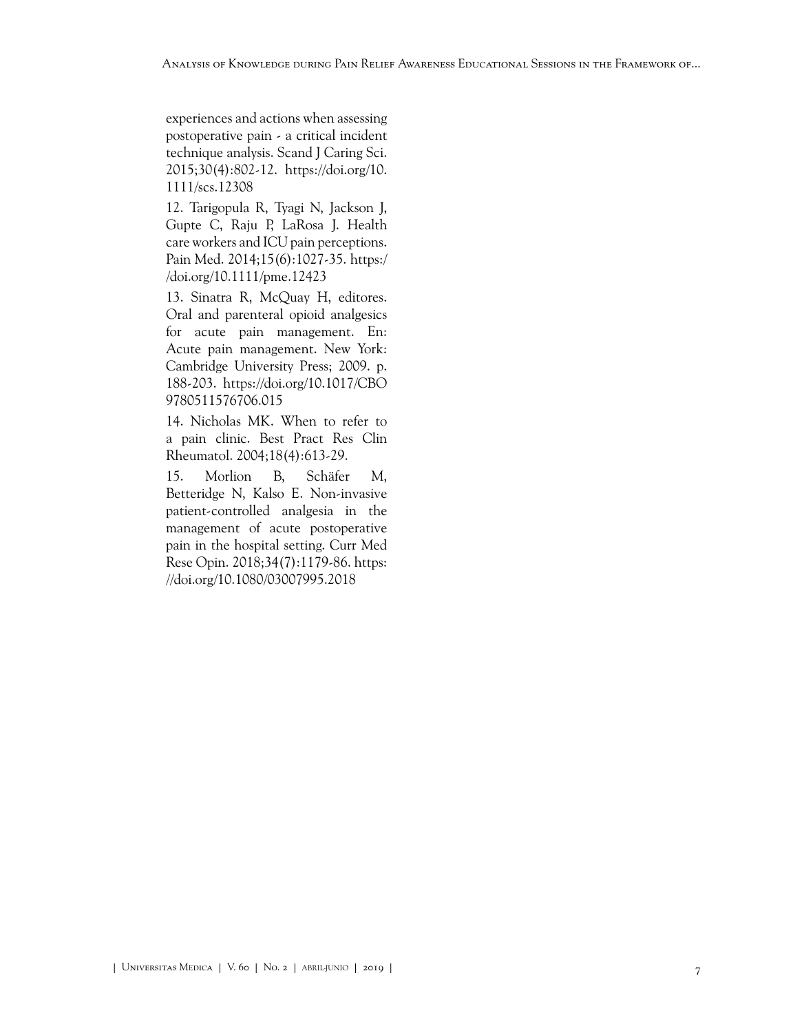experiences and actions when assessing postoperative pain - a critical incident technique analysis. Scand J Caring Sci. 2015;30(4):802-12. https://doi.org/10.1111/scs.12308

12. Tarigopula R, Tyagi N, Jackson J, Gupte C, Raju P, LaRosa J. Health care workers and ICU pain perceptions. Pain Med. 2014;15(6):1027-35. https://doi.org/10.1111/pme.12423

13. Sinatra R, McQuay H, editores. Oral and parenteral opioid analgesics for acute pain management. En: Acute pain management. New York: Cambridge University Press; 2009. p. 188-203. https://doi.org/10.1017/CBO9780511576706.015

14. Nicholas MK. When to refer to a pain clinic. Best Pract Res Clin Rheumatol. 2004;18(4):613-29.

15. Morlion B, Schäfer M, Betteridge N, Kalso E. Non-invasive patient-controlled analgesia in the management of acute postoperative pain in the hospital setting. Curr Med Rese Opin. 2018;34(7):1179-86. https://doi.org/10.1080/03007995.2018